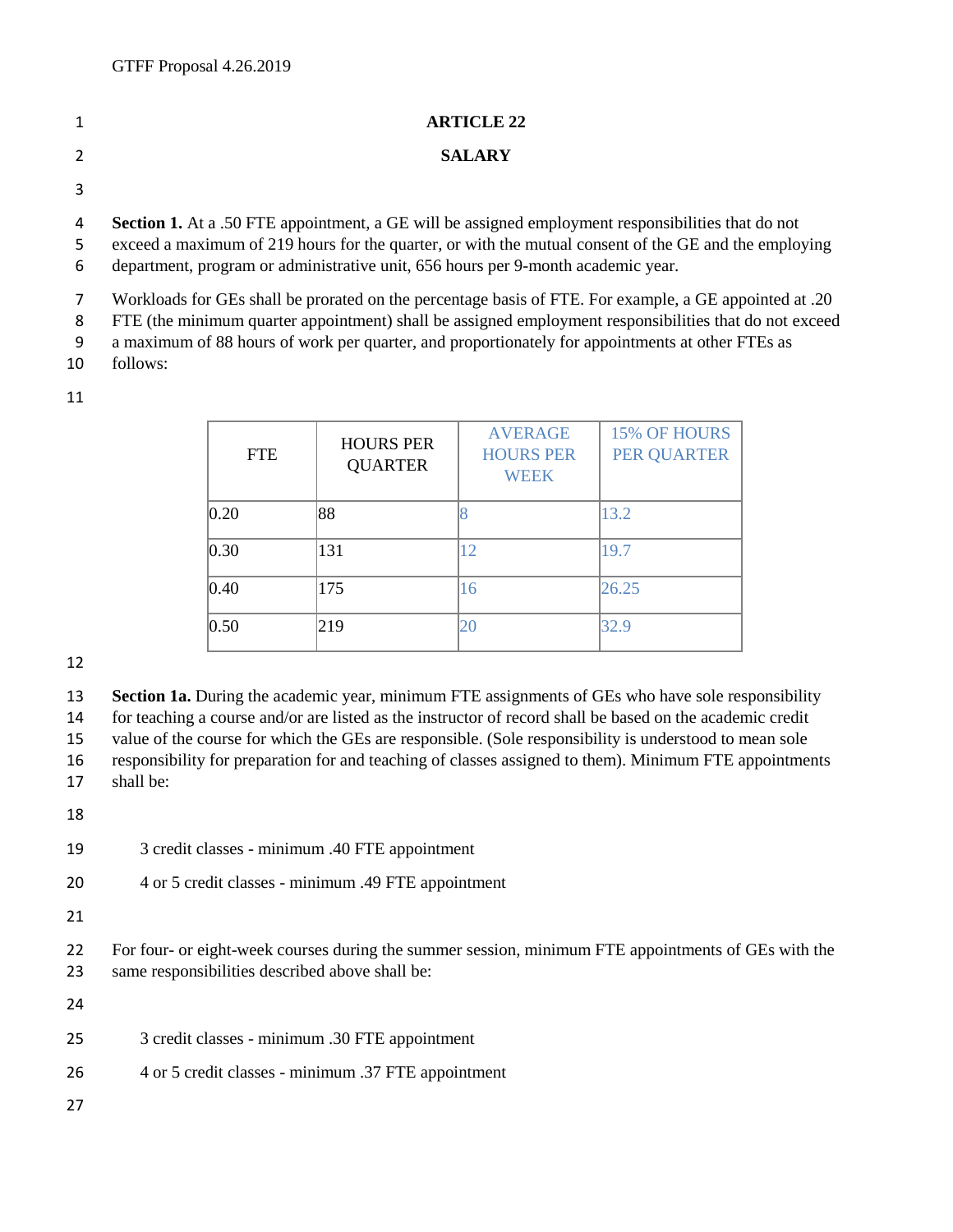# ARTICLE 22

## SALARY

**Section 1.** At a .50 FTE appointment, a GE will be assigned employment responsibilities that do not exceed a maximum of 219 hours for the quarter, or with the mutual consent of the GE and the employing department, program or administrative unit, 656 hours per 9-month academic year.

Workloads for GEs shall be prorated on the percentage basis of FTE. For example, a GE appointed at .20 FTE (the minimum quarter appointment) shall be assigned employment responsibilities that do not exceed a maximum of 88 hours of work per quarter, and proportionately for appointments at other FTEs as follows:

| FTE | HOURS PER QUARTER | AVERAGE HOURS PER WEEK | 15% OF HOURS PER QUARTER |
|---|---|---|---|
| 0.20 | 88 | 8 | 13.2 |
| 0.30 | 131 | 12 | 19.7 |
| 0.40 | 175 | 16 | 26.25 |
| 0.50 | 219 | 20 | 32.9 |

**Section 1a.** During the academic year, minimum FTE assignments of GEs who have sole responsibility for teaching a course and/or are listed as the instructor of record shall be based on the academic credit value of the course for which the GEs are responsible. (Sole responsibility is understood to mean sole responsibility for preparation for and teaching of classes assigned to them). Minimum FTE appointments shall be:

3 credit classes - minimum .40 FTE appointment

4 or 5 credit classes - minimum .49 FTE appointment

For four- or eight-week courses during the summer session, minimum FTE appointments of GEs with the same responsibilities described above shall be:

3 credit classes - minimum .30 FTE appointment

4 or 5 credit classes - minimum .37 FTE appointment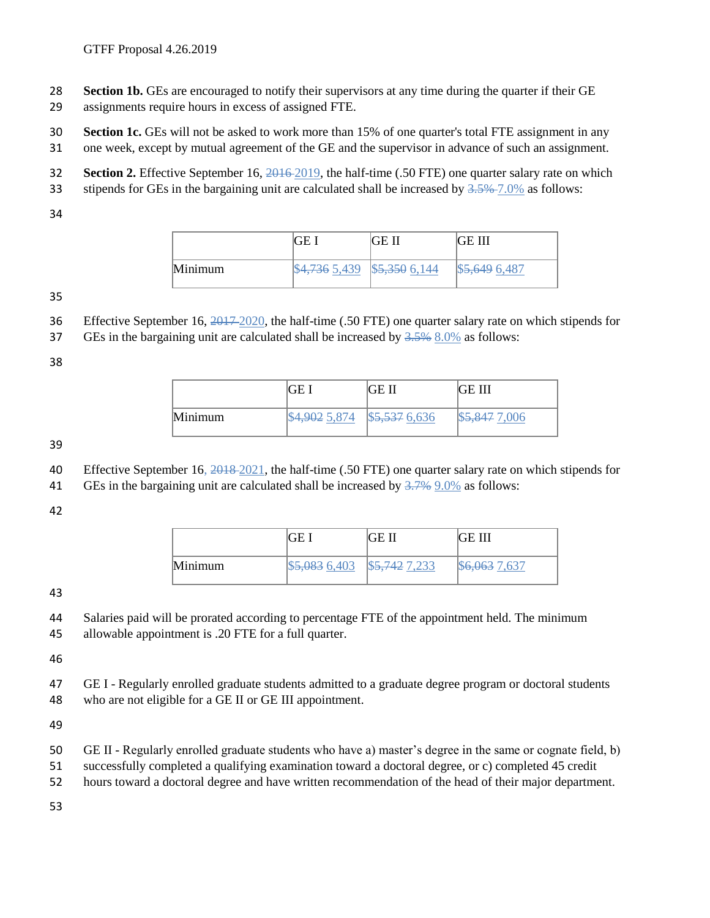**Section 1b.** GEs are encouraged to notify their supervisors at any time during the quarter if their GE assignments require hours in excess of assigned FTE.

**Section 1c.** GEs will not be asked to work more than 15% of one quarter's total FTE assignment in any one week, except by mutual agreement of the GE and the supervisor in advance of such an assignment.

**Section 2.** Effective September 16, ~~2016~~ 2019, the half-time (.50 FTE) one quarter salary rate on which stipends for GEs in the bargaining unit are calculated shall be increased by ~~3.5%~~ 7.0% as follows:

| | GE I | GE II | GE III |
|---|---|---|---|
| Minimum | ~~$4,736~~ 5,439 | ~~$5,350~~ 6,144 | ~~$5,649~~ 6,487 |

Effective September 16, ~~2017~~ 2020, the half-time (.50 FTE) one quarter salary rate on which stipends for GEs in the bargaining unit are calculated shall be increased by ~~3.5%~~ 8.0% as follows:

| | GE I | GE II | GE III |
|---|---|---|---|
| Minimum | ~~$4,902~~ 5,874 | ~~$5,537~~ 6,636 | ~~$5,847~~ 7,006 |

Effective September 16, ~~2018~~ 2021, the half-time (.50 FTE) one quarter salary rate on which stipends for GEs in the bargaining unit are calculated shall be increased by ~~3.7%~~ 9.0% as follows:

| | GE I | GE II | GE III |
|---|---|---|---|
| Minimum | ~~$5,083~~ 6,403 | ~~$5,742~~ 7,233 | ~~$6,063~~ 7,637 |

Salaries paid will be prorated according to percentage FTE of the appointment held. The minimum allowable appointment is .20 FTE for a full quarter.

GE I - Regularly enrolled graduate students admitted to a graduate degree program or doctoral students who are not eligible for a GE II or GE III appointment.

GE II - Regularly enrolled graduate students who have a) master's degree in the same or cognate field, b) successfully completed a qualifying examination toward a doctoral degree, or c) completed 45 credit hours toward a doctoral degree and have written recommendation of the head of their major department.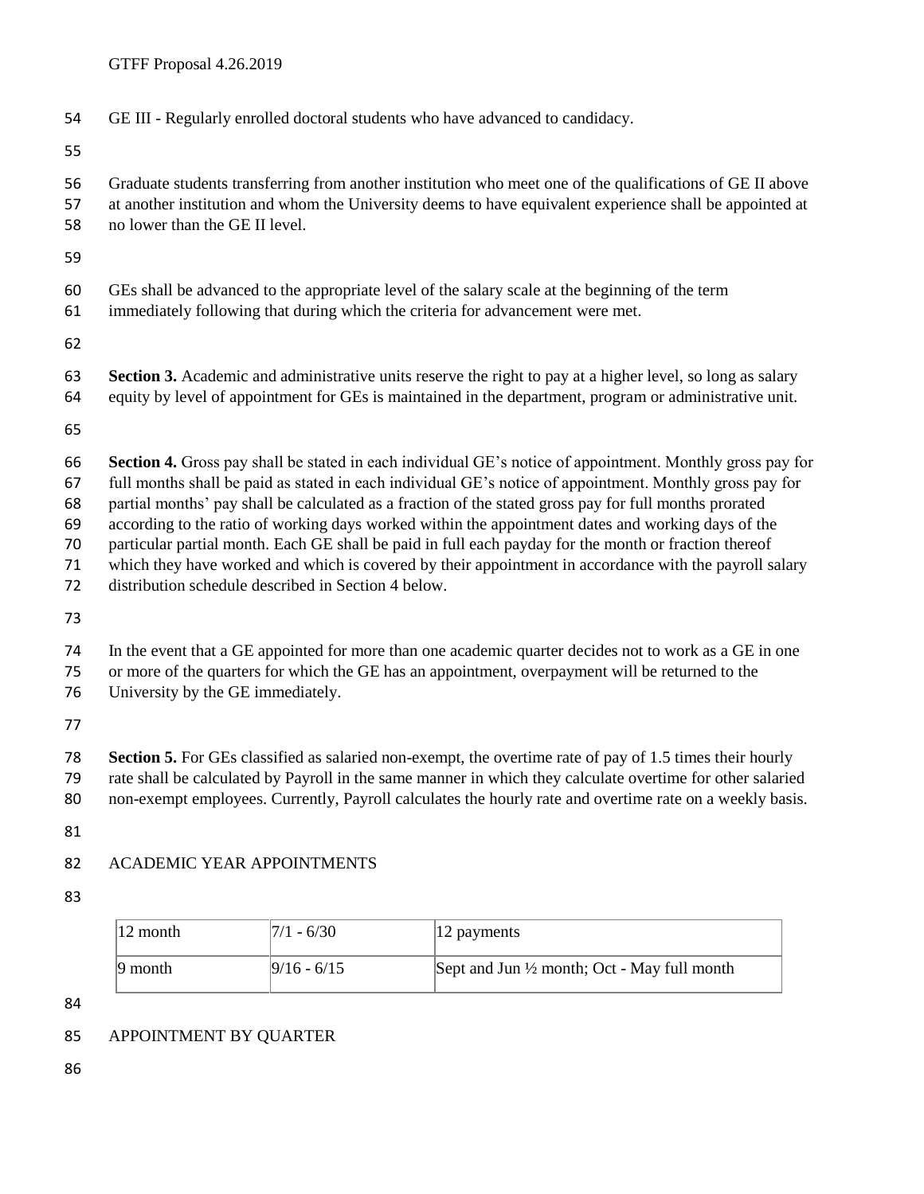GE III - Regularly enrolled doctoral students who have advanced to candidacy.

Graduate students transferring from another institution who meet one of the qualifications of GE II above at another institution and whom the University deems to have equivalent experience shall be appointed at no lower than the GE II level.

GEs shall be advanced to the appropriate level of the salary scale at the beginning of the term immediately following that during which the criteria for advancement were met.

**Section 3.** Academic and administrative units reserve the right to pay at a higher level, so long as salary equity by level of appointment for GEs is maintained in the department, program or administrative unit.

**Section 4.** Gross pay shall be stated in each individual GE's notice of appointment. Monthly gross pay for full months shall be paid as stated in each individual GE's notice of appointment. Monthly gross pay for partial months' pay shall be calculated as a fraction of the stated gross pay for full months prorated according to the ratio of working days worked within the appointment dates and working days of the particular partial month. Each GE shall be paid in full each payday for the month or fraction thereof which they have worked and which is covered by their appointment in accordance with the payroll salary distribution schedule described in Section 4 below.

In the event that a GE appointed for more than one academic quarter decides not to work as a GE in one or more of the quarters for which the GE has an appointment, overpayment will be returned to the University by the GE immediately.

**Section 5.** For GEs classified as salaried non-exempt, the overtime rate of pay of 1.5 times their hourly rate shall be calculated by Payroll in the same manner in which they calculate overtime for other salaried non-exempt employees. Currently, Payroll calculates the hourly rate and overtime rate on a weekly basis.

ACADEMIC YEAR APPOINTMENTS

| | | |
|---|---|---|
| 12 month | 7/1 - 6/30 | 12 payments |
| 9 month | 9/16 - 6/15 | Sept and Jun ½ month; Oct - May full month |

APPOINTMENT BY QUARTER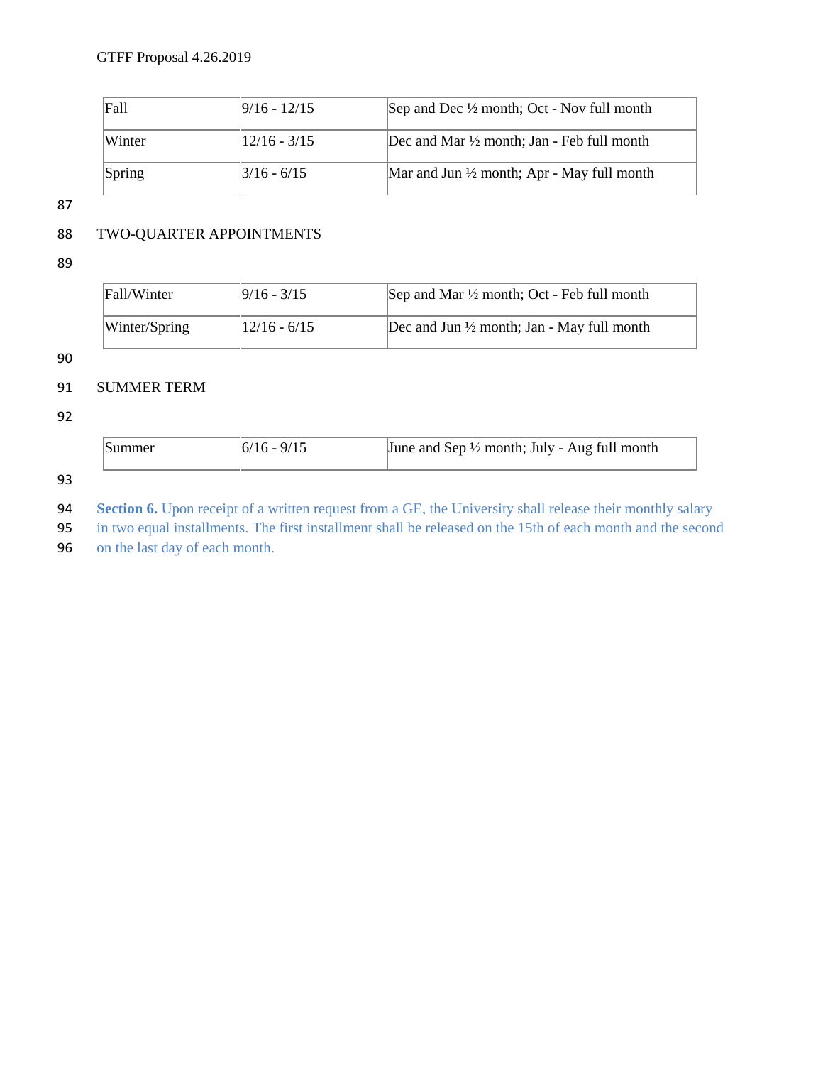| | | |
|---|---|---|
| Fall | 9/16 - 12/15 | Sep and Dec ½ month; Oct - Nov full month |
| Winter | 12/16 - 3/15 | Dec and Mar ½ month; Jan - Feb full month |
| Spring | 3/16 - 6/15 | Mar and Jun ½ month; Apr - May full month |

TWO-QUARTER APPOINTMENTS

| | | |
|---|---|---|
| Fall/Winter | 9/16 - 3/15 | Sep and Mar ½ month; Oct - Feb full month |
| Winter/Spring | 12/16 - 6/15 | Dec and Jun ½ month; Jan - May full month |

SUMMER TERM

| | | |
|---|---|---|
| Summer | 6/16 - 9/15 | June and Sep ½ month; July - Aug full month |

**Section 6.** Upon receipt of a written request from a GE, the University shall release their monthly salary in two equal installments. The first installment shall be released on the 15th of each month and the second on the last day of each month.